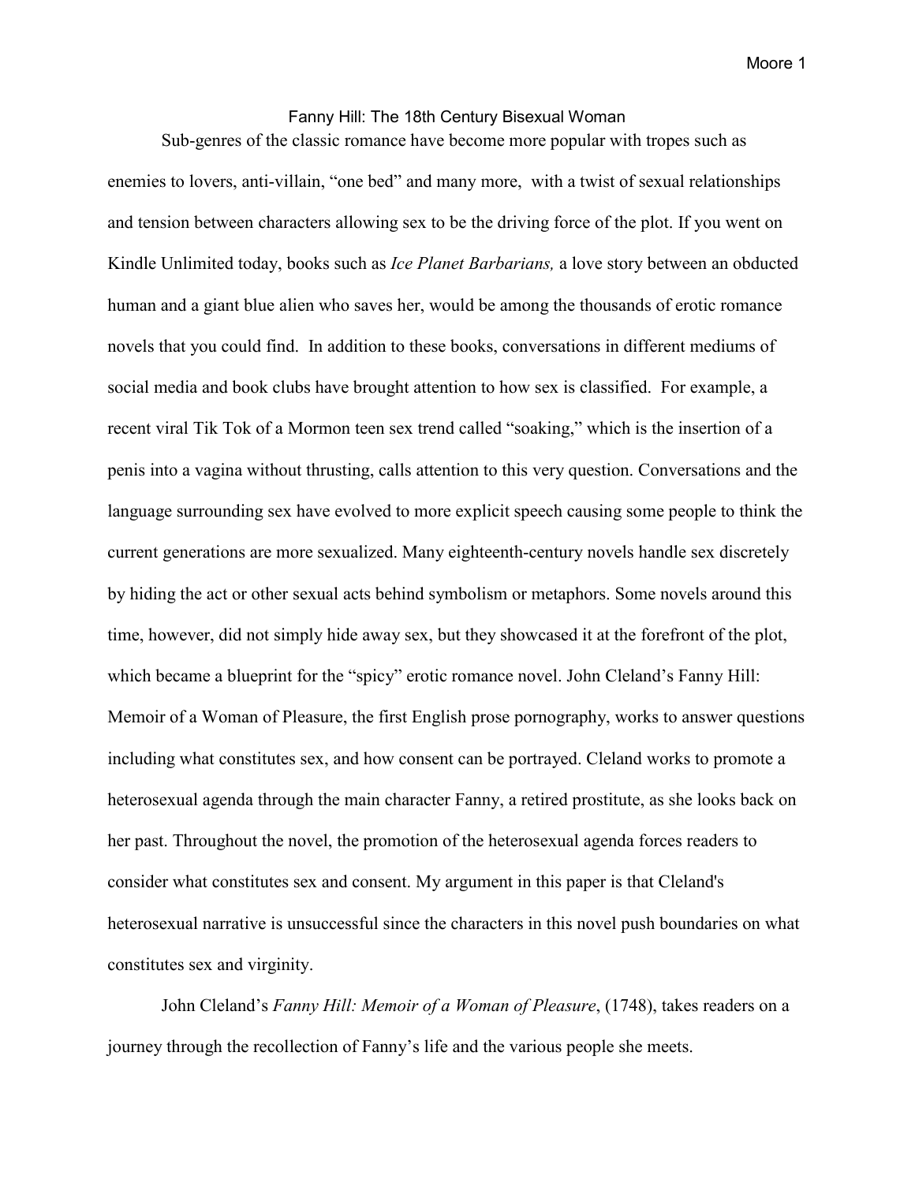# Fanny Hill: The 18th Century Bisexual Woman

Sub-genres of the classic romance have become more popular with tropes such as enemies to lovers, anti-villain, "one bed" and many more,  with a twist of sexual relationships and tension between characters allowing sex to be the driving force of the plot. If you went on Kindle Unlimited today, books such as *Ice Planet Barbarians,* a love story between an obducted human and a giant blue alien who saves her, would be among the thousands of erotic romance novels that you could find.  In addition to these books, conversations in different mediums of social media and book clubs have brought attention to how sex is classified.  For example, a recent viral Tik Tok of a Mormon teen sex trend called "soaking," which is the insertion of a penis into a vagina without thrusting, calls attention to this very question. Conversations and the language surrounding sex have evolved to more explicit speech causing some people to think the current generations are more sexualized. Many eighteenth-century novels handle sex discretely by hiding the act or other sexual acts behind symbolism or metaphors. Some novels around this time, however, did not simply hide away sex, but they showcased it at the forefront of the plot, which became a blueprint for the "spicy" erotic romance novel. John Cleland's Fanny Hill: Memoir of a Woman of Pleasure, the first English prose pornography, works to answer questions including what constitutes sex, and how consent can be portrayed. Cleland works to promote a heterosexual agenda through the main character Fanny, a retired prostitute, as she looks back on her past. Throughout the novel, the promotion of the heterosexual agenda forces readers to consider what constitutes sex and consent. My argument in this paper is that Cleland's heterosexual narrative is unsuccessful since the characters in this novel push boundaries on what constitutes sex and virginity.

John Cleland's *Fanny Hill: Memoir of a Woman of Pleasure*, (1748), takes readers on a journey through the recollection of Fanny's life and the various people she meets.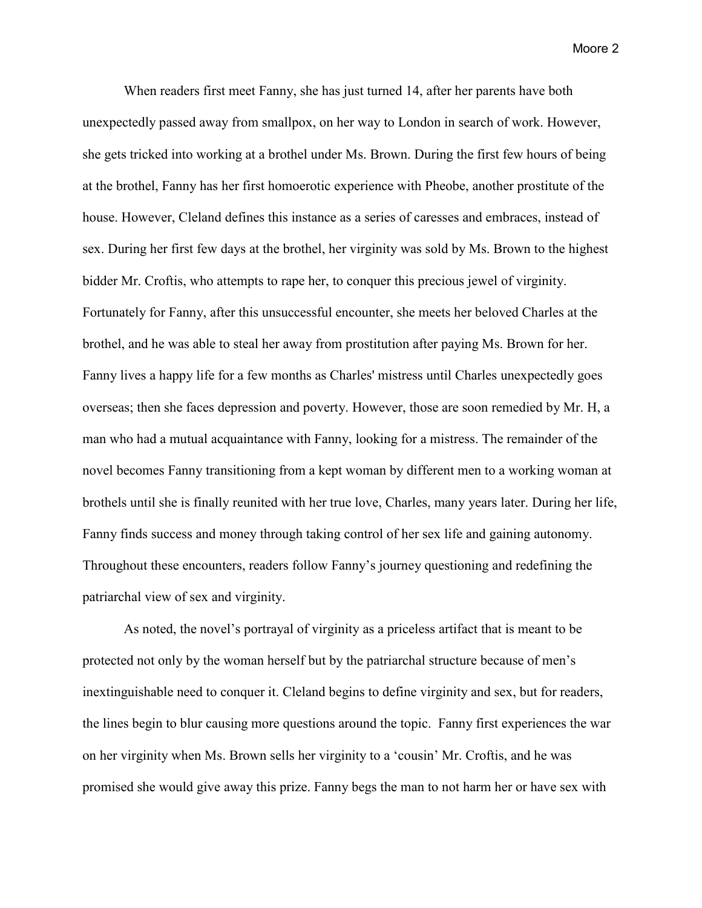When readers first meet Fanny, she has just turned 14, after her parents have both unexpectedly passed away from smallpox, on her way to London in search of work. However, she gets tricked into working at a brothel under Ms. Brown. During the first few hours of being at the brothel, Fanny has her first homoerotic experience with Pheobe, another prostitute of the house. However, Cleland defines this instance as a series of caresses and embraces, instead of sex. During her first few days at the brothel, her virginity was sold by Ms. Brown to the highest bidder Mr. Croftis, who attempts to rape her, to conquer this precious jewel of virginity. Fortunately for Fanny, after this unsuccessful encounter, she meets her beloved Charles at the brothel, and he was able to steal her away from prostitution after paying Ms. Brown for her. Fanny lives a happy life for a few months as Charles' mistress until Charles unexpectedly goes overseas; then she faces depression and poverty. However, those are soon remedied by Mr. H, a man who had a mutual acquaintance with Fanny, looking for a mistress. The remainder of the novel becomes Fanny transitioning from a kept woman by different men to a working woman at brothels until she is finally reunited with her true love, Charles, many years later. During her life, Fanny finds success and money through taking control of her sex life and gaining autonomy. Throughout these encounters, readers follow Fanny's journey questioning and redefining the patriarchal view of sex and virginity.

As noted, the novel's portrayal of virginity as a priceless artifact that is meant to be protected not only by the woman herself but by the patriarchal structure because of men's inextinguishable need to conquer it. Cleland begins to define virginity and sex, but for readers, the lines begin to blur causing more questions around the topic. Fanny first experiences the war on her virginity when Ms. Brown sells her virginity to a 'cousin' Mr. Croftis, and he was promised she would give away this prize. Fanny begs the man to not harm her or have sex with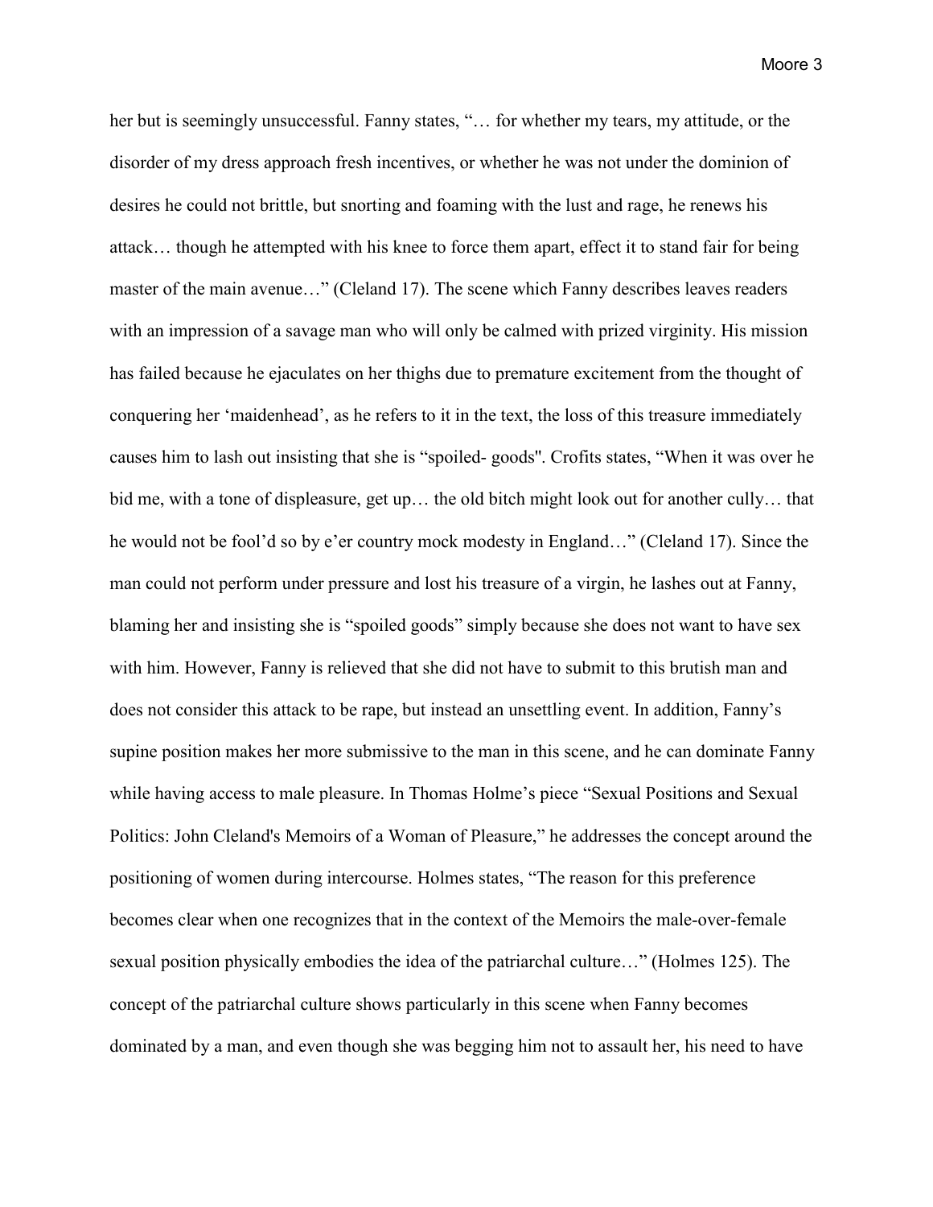her but is seemingly unsuccessful. Fanny states, "… for whether my tears, my attitude, or the disorder of my dress approach fresh incentives, or whether he was not under the dominion of desires he could not brittle, but snorting and foaming with the lust and rage, he renews his attack… though he attempted with his knee to force them apart, effect it to stand fair for being master of the main avenue…" (Cleland 17). The scene which Fanny describes leaves readers with an impression of a savage man who will only be calmed with prized virginity. His mission has failed because he ejaculates on her thighs due to premature excitement from the thought of conquering her 'maidenhead', as he refers to it in the text, the loss of this treasure immediately causes him to lash out insisting that she is "spoiled- goods". Crofits states, "When it was over he bid me, with a tone of displeasure, get up… the old bitch might look out for another cully… that he would not be fool'd so by e'er country mock modesty in England…" (Cleland 17). Since the man could not perform under pressure and lost his treasure of a virgin, he lashes out at Fanny, blaming her and insisting she is "spoiled goods" simply because she does not want to have sex with him. However, Fanny is relieved that she did not have to submit to this brutish man and does not consider this attack to be rape, but instead an unsettling event. In addition, Fanny's supine position makes her more submissive to the man in this scene, and he can dominate Fanny while having access to male pleasure. In Thomas Holme's piece "Sexual Positions and Sexual Politics: John Cleland's Memoirs of a Woman of Pleasure," he addresses the concept around the positioning of women during intercourse. Holmes states, "The reason for this preference becomes clear when one recognizes that in the context of the Memoirs the male-over-female sexual position physically embodies the idea of the patriarchal culture…" (Holmes 125). The concept of the patriarchal culture shows particularly in this scene when Fanny becomes dominated by a man, and even though she was begging him not to assault her, his need to have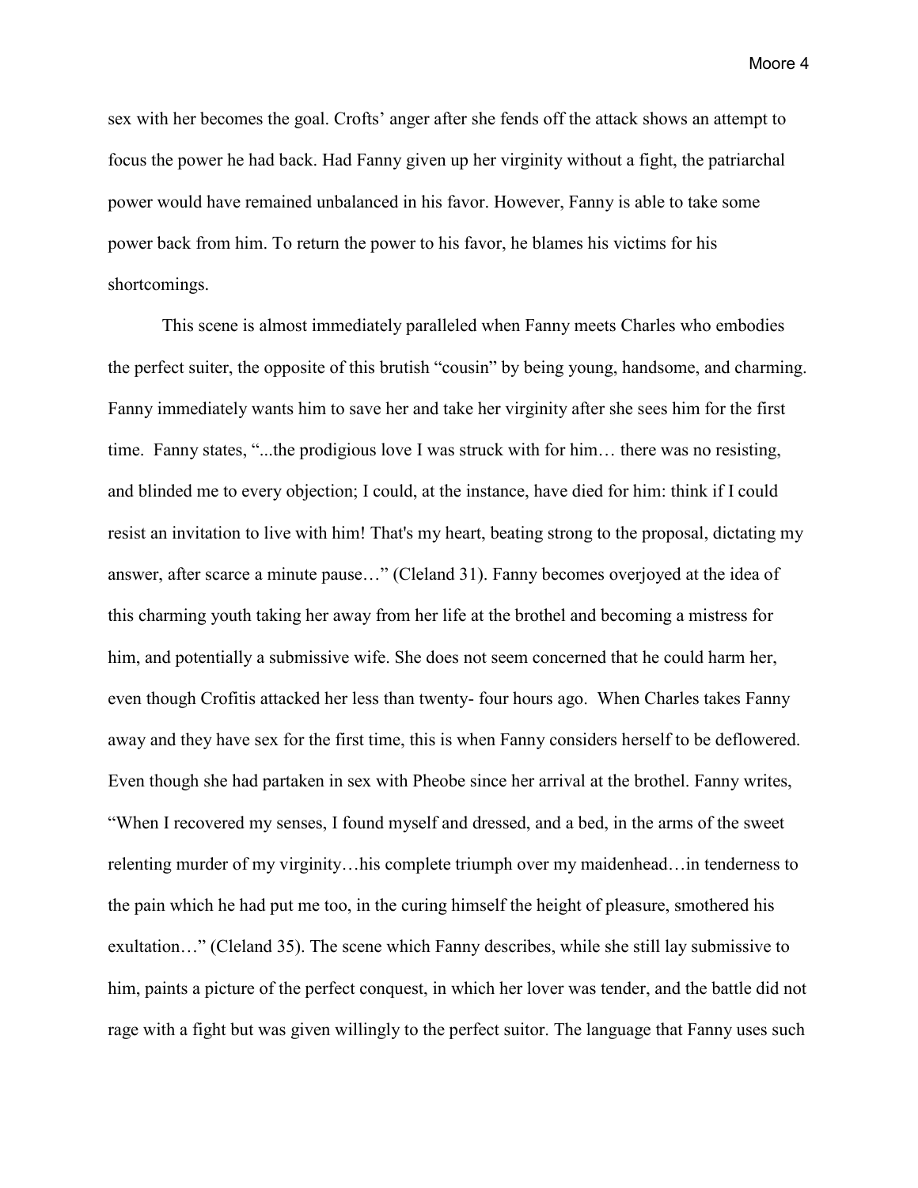sex with her becomes the goal. Crofts' anger after she fends off the attack shows an attempt to focus the power he had back. Had Fanny given up her virginity without a fight, the patriarchal power would have remained unbalanced in his favor. However, Fanny is able to take some power back from him. To return the power to his favor, he blames his victims for his shortcomings.

This scene is almost immediately paralleled when Fanny meets Charles who embodies the perfect suiter, the opposite of this brutish "cousin" by being young, handsome, and charming. Fanny immediately wants him to save her and take her virginity after she sees him for the first time. Fanny states, "...the prodigious love I was struck with for him… there was no resisting, and blinded me to every objection; I could, at the instance, have died for him: think if I could resist an invitation to live with him! That's my heart, beating strong to the proposal, dictating my answer, after scarce a minute pause…" (Cleland 31). Fanny becomes overjoyed at the idea of this charming youth taking her away from her life at the brothel and becoming a mistress for him, and potentially a submissive wife. She does not seem concerned that he could harm her, even though Crofitis attacked her less than twenty- four hours ago. When Charles takes Fanny away and they have sex for the first time, this is when Fanny considers herself to be deflowered. Even though she had partaken in sex with Pheobe since her arrival at the brothel. Fanny writes, "When I recovered my senses, I found myself and dressed, and a bed, in the arms of the sweet relenting murder of my virginity…his complete triumph over my maidenhead…in tenderness to the pain which he had put me too, in the curing himself the height of pleasure, smothered his exultation…" (Cleland 35). The scene which Fanny describes, while she still lay submissive to him, paints a picture of the perfect conquest, in which her lover was tender, and the battle did not rage with a fight but was given willingly to the perfect suitor. The language that Fanny uses such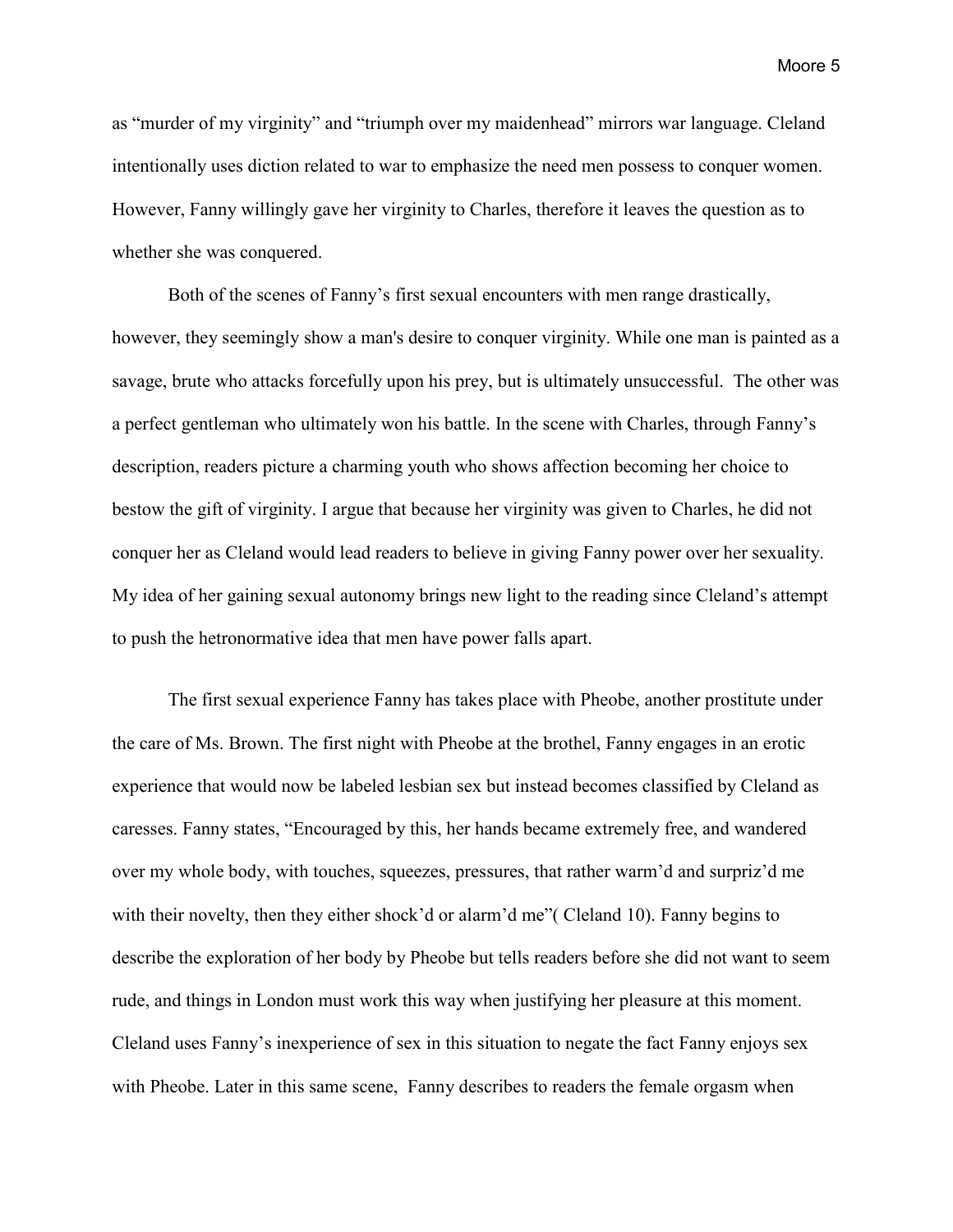as "murder of my virginity" and "triumph over my maidenhead" mirrors war language. Cleland intentionally uses diction related to war to emphasize the need men possess to conquer women. However, Fanny willingly gave her virginity to Charles, therefore it leaves the question as to whether she was conquered.

Both of the scenes of Fanny's first sexual encounters with men range drastically, however, they seemingly show a man's desire to conquer virginity. While one man is painted as a savage, brute who attacks forcefully upon his prey, but is ultimately unsuccessful. The other was a perfect gentleman who ultimately won his battle. In the scene with Charles, through Fanny's description, readers picture a charming youth who shows affection becoming her choice to bestow the gift of virginity. I argue that because her virginity was given to Charles, he did not conquer her as Cleland would lead readers to believe in giving Fanny power over her sexuality. My idea of her gaining sexual autonomy brings new light to the reading since Cleland's attempt to push the hetronormative idea that men have power falls apart.

The first sexual experience Fanny has takes place with Pheobe, another prostitute under the care of Ms. Brown. The first night with Pheobe at the brothel, Fanny engages in an erotic experience that would now be labeled lesbian sex but instead becomes classified by Cleland as caresses. Fanny states, "Encouraged by this, her hands became extremely free, and wandered over my whole body, with touches, squeezes, pressures, that rather warm'd and surpriz'd me with their novelty, then they either shock'd or alarm'd me"( Cleland 10). Fanny begins to describe the exploration of her body by Pheobe but tells readers before she did not want to seem rude, and things in London must work this way when justifying her pleasure at this moment. Cleland uses Fanny's inexperience of sex in this situation to negate the fact Fanny enjoys sex with Pheobe. Later in this same scene, Fanny describes to readers the female orgasm when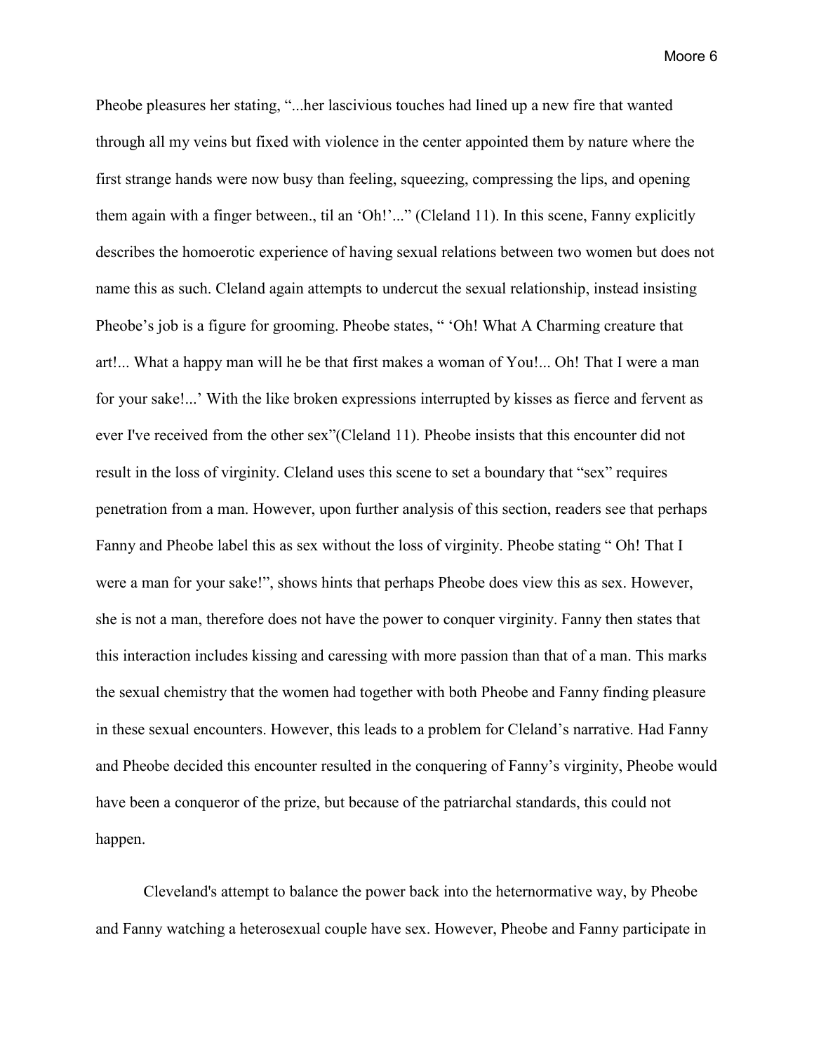Pheobe pleasures her stating, "...her lascivious touches had lined up a new fire that wanted through all my veins but fixed with violence in the center appointed them by nature where the first strange hands were now busy than feeling, squeezing, compressing the lips, and opening them again with a finger between., til an 'Oh!'..." (Cleland 11). In this scene, Fanny explicitly describes the homoerotic experience of having sexual relations between two women but does not name this as such. Cleland again attempts to undercut the sexual relationship, instead insisting Pheobe's job is a figure for grooming. Pheobe states, " 'Oh! What A Charming creature that art!... What a happy man will he be that first makes a woman of You!... Oh! That I were a man for your sake!...' With the like broken expressions interrupted by kisses as fierce and fervent as ever I've received from the other sex"(Cleland 11). Pheobe insists that this encounter did not result in the loss of virginity. Cleland uses this scene to set a boundary that "sex" requires penetration from a man. However, upon further analysis of this section, readers see that perhaps Fanny and Pheobe label this as sex without the loss of virginity. Pheobe stating " Oh! That I were a man for your sake!", shows hints that perhaps Pheobe does view this as sex. However, she is not a man, therefore does not have the power to conquer virginity. Fanny then states that this interaction includes kissing and caressing with more passion than that of a man. This marks the sexual chemistry that the women had together with both Pheobe and Fanny finding pleasure in these sexual encounters. However, this leads to a problem for Cleland's narrative. Had Fanny and Pheobe decided this encounter resulted in the conquering of Fanny's virginity, Pheobe would have been a conqueror of the prize, but because of the patriarchal standards, this could not happen.

Cleveland's attempt to balance the power back into the heternormative way, by Pheobe and Fanny watching a heterosexual couple have sex. However, Pheobe and Fanny participate in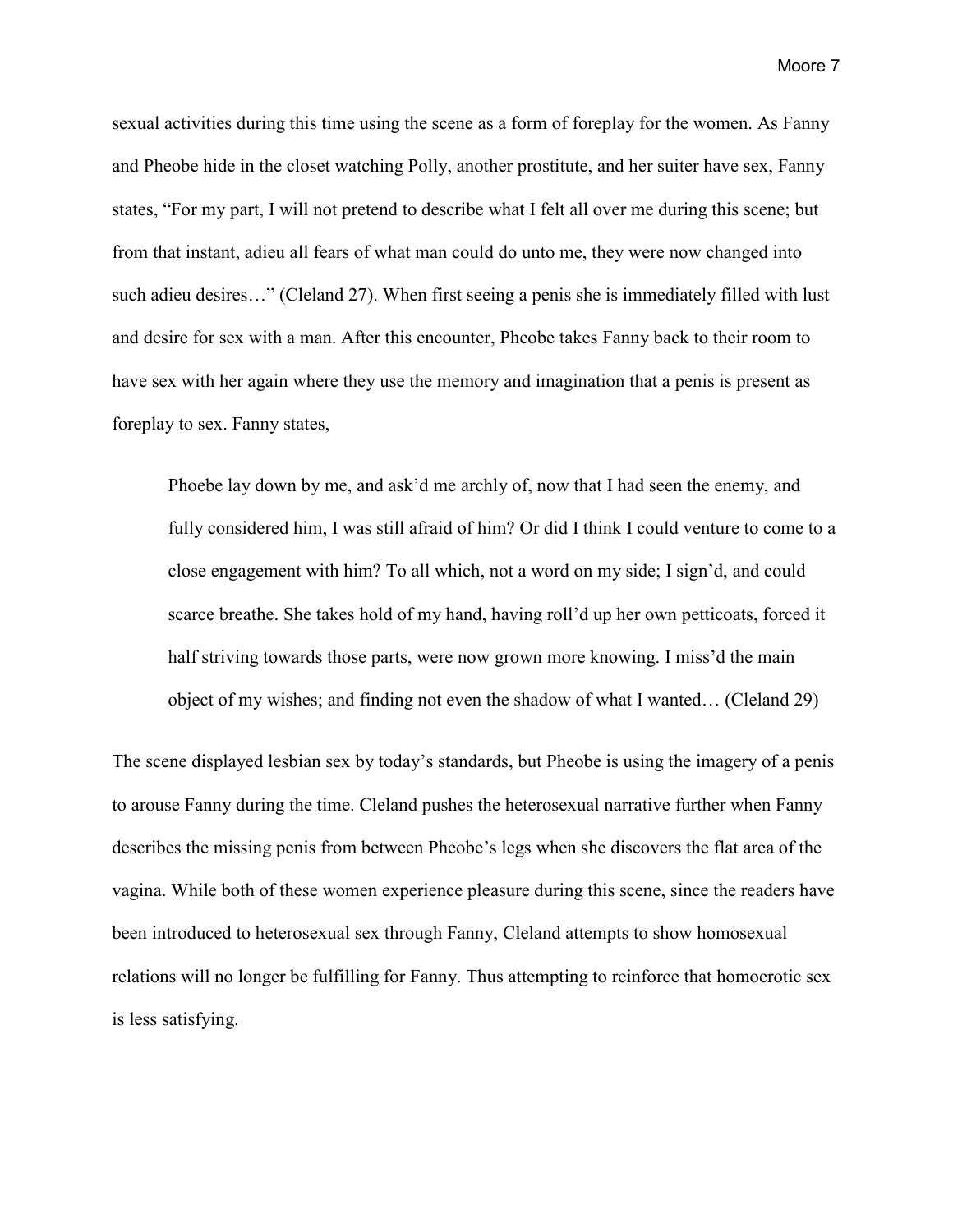sexual activities during this time using the scene as a form of foreplay for the women. As Fanny and Pheobe hide in the closet watching Polly, another prostitute, and her suiter have sex, Fanny states, "For my part, I will not pretend to describe what I felt all over me during this scene; but from that instant, adieu all fears of what man could do unto me, they were now changed into such adieu desires…" (Cleland 27). When first seeing a penis she is immediately filled with lust and desire for sex with a man. After this encounter, Pheobe takes Fanny back to their room to have sex with her again where they use the memory and imagination that a penis is present as foreplay to sex. Fanny states,

> Phoebe lay down by me, and ask'd me archly of, now that I had seen the enemy, and fully considered him, I was still afraid of him? Or did I think I could venture to come to a close engagement with him? To all which, not a word on my side; I sign'd, and could scarce breathe. She takes hold of my hand, having roll'd up her own petticoats, forced it half striving towards those parts, were now grown more knowing. I miss'd the main object of my wishes; and finding not even the shadow of what I wanted… (Cleland 29)

The scene displayed lesbian sex by today's standards, but Pheobe is using the imagery of a penis to arouse Fanny during the time. Cleland pushes the heterosexual narrative further when Fanny describes the missing penis from between Pheobe's legs when she discovers the flat area of the vagina. While both of these women experience pleasure during this scene, since the readers have been introduced to heterosexual sex through Fanny, Cleland attempts to show homosexual relations will no longer be fulfilling for Fanny. Thus attempting to reinforce that homoerotic sex is less satisfying.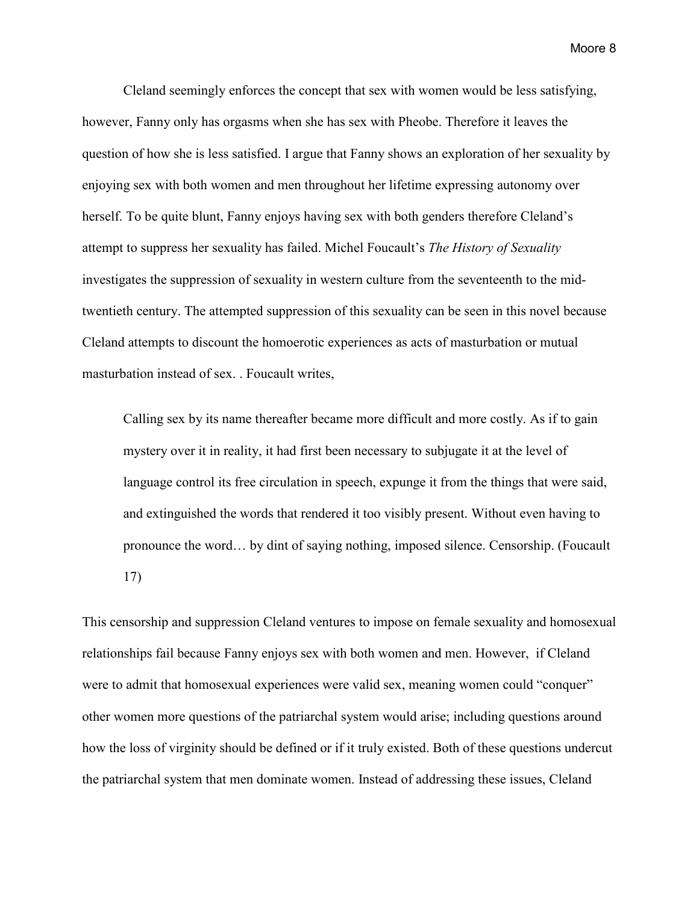Cleland seemingly enforces the concept that sex with women would be less satisfying, however, Fanny only has orgasms when she has sex with Pheobe. Therefore it leaves the question of how she is less satisfied. I argue that Fanny shows an exploration of her sexuality by enjoying sex with both women and men throughout her lifetime expressing autonomy over herself. To be quite blunt, Fanny enjoys having sex with both genders therefore Cleland's attempt to suppress her sexuality has failed. Michel Foucault's *The History of Sexuality* investigates the suppression of sexuality in western culture from the seventeenth to the mid-twentieth century. The attempted suppression of this sexuality can be seen in this novel because Cleland attempts to discount the homoerotic experiences as acts of masturbation or mutual masturbation instead of sex. . Foucault writes,

> Calling sex by its name thereafter became more difficult and more costly. As if to gain mystery over it in reality, it had first been necessary to subjugate it at the level of language control its free circulation in speech, expunge it from the things that were said, and extinguished the words that rendered it too visibly present. Without even having to pronounce the word… by dint of saying nothing, imposed silence. Censorship. (Foucault 17)

This censorship and suppression Cleland ventures to impose on female sexuality and homosexual relationships fail because Fanny enjoys sex with both women and men. However, if Cleland were to admit that homosexual experiences were valid sex, meaning women could "conquer" other women more questions of the patriarchal system would arise; including questions around how the loss of virginity should be defined or if it truly existed. Both of these questions undercut the patriarchal system that men dominate women. Instead of addressing these issues, Cleland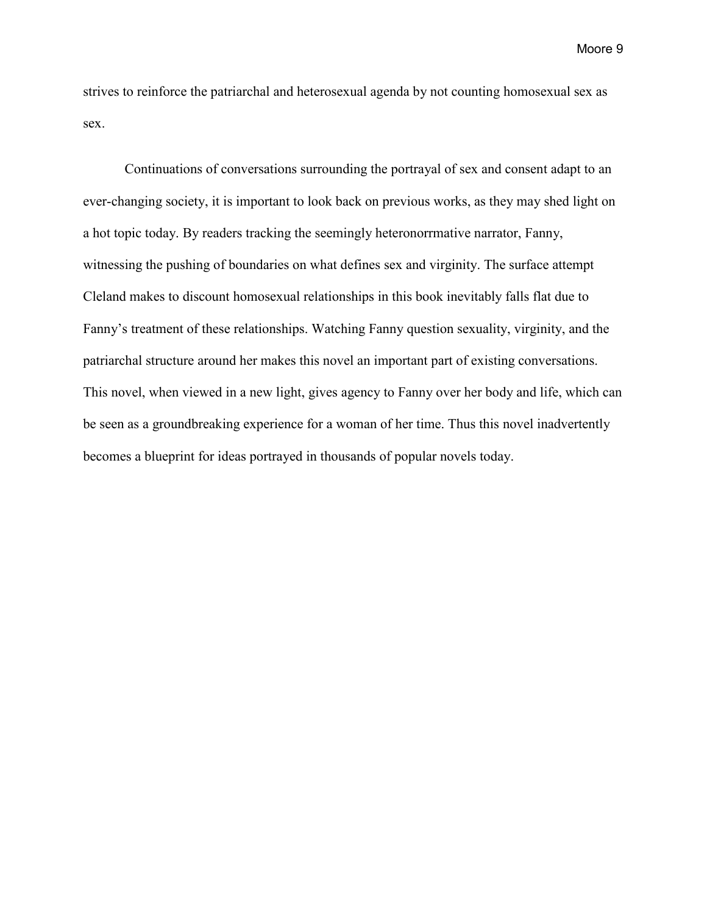strives to reinforce the patriarchal and heterosexual agenda by not counting homosexual sex as sex.

Continuations of conversations surrounding the portrayal of sex and consent adapt to an ever-changing society, it is important to look back on previous works, as they may shed light on a hot topic today. By readers tracking the seemingly heteronorrmative narrator, Fanny, witnessing the pushing of boundaries on what defines sex and virginity. The surface attempt Cleland makes to discount homosexual relationships in this book inevitably falls flat due to Fanny's treatment of these relationships. Watching Fanny question sexuality, virginity, and the patriarchal structure around her makes this novel an important part of existing conversations. This novel, when viewed in a new light, gives agency to Fanny over her body and life, which can be seen as a groundbreaking experience for a woman of her time. Thus this novel inadvertently becomes a blueprint for ideas portrayed in thousands of popular novels today.